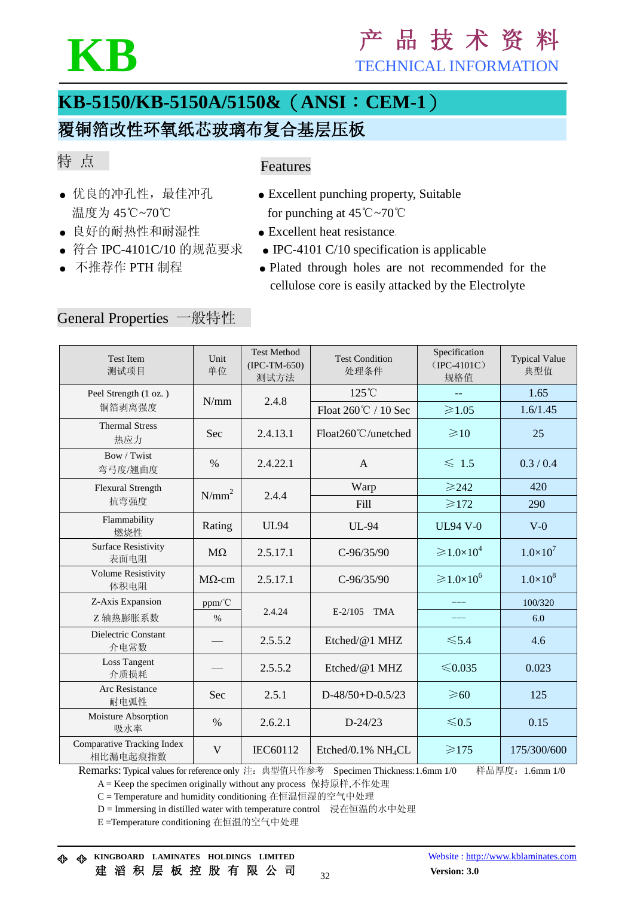# KB

产 品 技 术 资 料

TECHNICAL INFORMATION

## KB-5150/KB-5150A/5150&（ANSI：CEM-1）

## 覆铜箔改性环氧纸芯玻璃布复合基层压板

### 特 点

- 优良的冲孔性，最佳冲孔温度为 45℃~70℃
- 良好的耐热性和耐湿性
- 符合 IPC-4101C/10 的规范要求
- 不推荐作 PTH 制程

### Features

- Excellent punching property, Suitable for punching at 45℃~70℃
- Excellent heat resistance.
- IPC-4101 C/10 specification is applicable
- Plated through holes are not recommended for the cellulose core is easily attacked by the Electrolyte

### General Properties 一般特性

| Test Item 测试项目 | Unit 单位 | Test Method (IPC-TM-650) 测试方法 | Test Condition 处理条件 | Specification（IPC-4101C）规格值 | Typical Value 典型值 |
|---|---|---|---|---|---|
| Peel Strength (1 oz. ) 铜箔剥离强度 | N/mm | 2.4.8 | 125℃ | -- | 1.65 |
| | | | Float 260℃ / 10 Sec | ≥1.05 | 1.6/1.45 |
| Thermal Stress 热应力 | Sec | 2.4.13.1 | Float260℃/unetched | ≥10 | 25 |
| Bow / Twist 弯弓度/翘曲度 | % | 2.4.22.1 | A | ≤ 1.5 | 0.3 / 0.4 |
| Flexural Strength 抗弯强度 | N/mm$^2$ | 2.4.4 | Warp | ≥242 | 420 |
| | | | Fill | ≥172 | 290 |
| Flammability 燃烧性 | Rating | UL94 | UL-94 | UL94 V-0 | V-0 |
| Surface Resistivity 表面电阻 | MΩ | 2.5.17.1 | C-96/35/90 | ≥$1.0\times10^4$ | $1.0\times10^7$ |
| Volume Resistivity 体积电阻 | MΩ-cm | 2.5.17.1 | C-96/35/90 | ≥$1.0\times10^6$ | $1.0\times10^8$ |
| Z-Axis Expansion Z 轴热膨胀系数 | ppm/℃ | 2.4.24 | E-2/105 TMA | --- | 100/320 |
| | % | | | --- | 6.0 |
| Dielectric Constant 介电常数 | — | 2.5.5.2 | Etched/@1 MHZ | ≤5.4 | 4.6 |
| Loss Tangent 介质损耗 | — | 2.5.5.2 | Etched/@1 MHZ | ≤0.035 | 0.023 |
| Arc Resistance 耐电弧性 | Sec | 2.5.1 | D-48/50+D-0.5/23 | ≥60 | 125 |
| Moisture Absorption 吸水率 | % | 2.6.2.1 | D-24/23 | ≤0.5 | 0.15 |
| Comparative Tracking Index 相比漏电起痕指数 | V | IEC60112 | Etched/0.1% $NH_4CL$ | ≥175 | 175/300/600 |

Remarks: Typical values for reference only 注：典型值只作参考 Specimen Thickness:1.6mm 1/0 样品厚度：1.6mm 1/0

A = Keep the specimen originally without any process 保持原样,不作处理

C = Temperature and humidity conditioning 在恒温恒湿的空气中处理

D = Immersing in distilled water with temperature control 浸在恒温的水中处理

E =Temperature conditioning 在恒温的空气中处理

KINGBOARD LAMINATES HOLDINGS LIMITED

建 滔 积 层 板 控 股 有 限 公 司

Website : http://www.kblaminates.com

Version: 3.0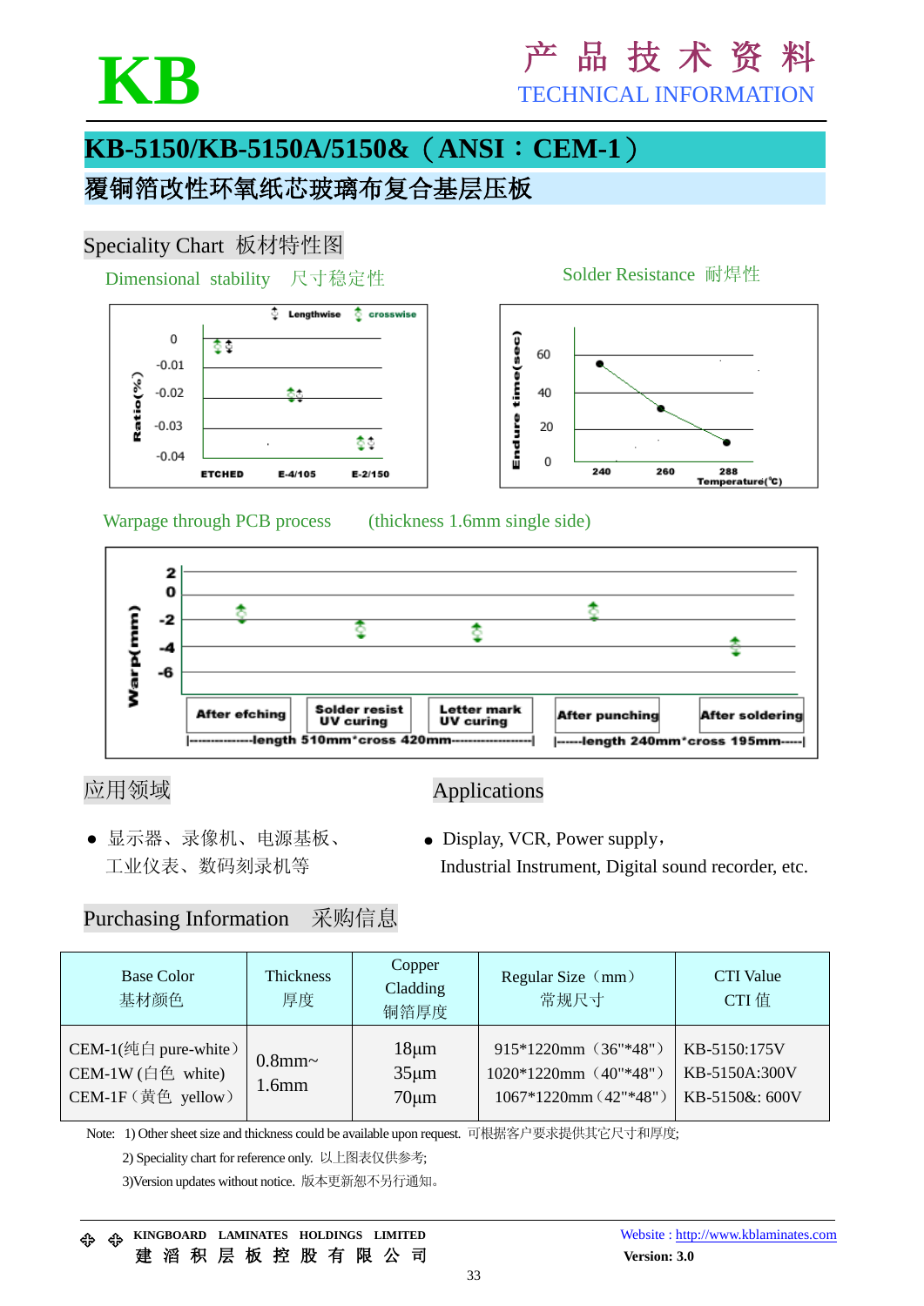# KB-5150/KB-5150A/5150&（ANSI：CEM-1）

## 覆铜箔改性环氧纸芯玻璃布复合基层压板

### Speciality Chart 板材特性图

Dimensional stability 尺寸稳定性

Lengthwise crosswise

Ratio(%)

0
-0.01
-0.02
-0.03
-0.04

ETCHED E-4/105 E-2/150

Solder Resistance 耐焊性

Endure time(sec)

60
40
20
0

240 260 288
Temperature(℃)

Warpage through PCB process (thickness 1.6mm single side)

Warp(mm)

2
0
-2
-4
-6

After etching | Solder resist UV curing | Letter mark UV curing | After punching | After soldering

|---------------length 510mm*cross 420mm-------------------|

|-----length 240mm*cross 195mm-----|

### 应用领域

- 显示器、录像机、电源基板、工业仪表、数码刻录机等

### Applications

- Display, VCR, Power supply，Industrial Instrument, Digital sound recorder, etc.

### Purchasing Information 采购信息

| Base Color<br>基材颜色 | Thickness<br>厚度 | Copper Cladding<br>铜箔厚度 | Regular Size（mm）<br>常规尺寸 | CTI Value<br>CTI 值 |
|---|---|---|---|---|
| CEM-1(纯白 pure-white）<br>CEM-1W (白色 white)<br>CEM-1F（黄色 yellow） | 0.8mm~<br>1.6mm | 18µm<br>35µm<br>70µm | 915*1220mm（36"*48"）<br>1020*1220mm（40"*48"）<br>1067*1220mm（42"*48"） | KB-5150:175V<br>KB-5150A:300V<br>KB-5150&: 600V |

Note: 1) Other sheet size and thickness could be available upon request. 可根据客户要求提供其它尺寸和厚度;

2) Speciality chart for reference only. 以上图表仅供参考;

3)Version updates without notice. 版本更新恕不另行通知。

KINGBOARD LAMINATES HOLDINGS LIMITED
建滔积层板控股有限公司

Website : http://www.kblaminates.com
Version: 3.0